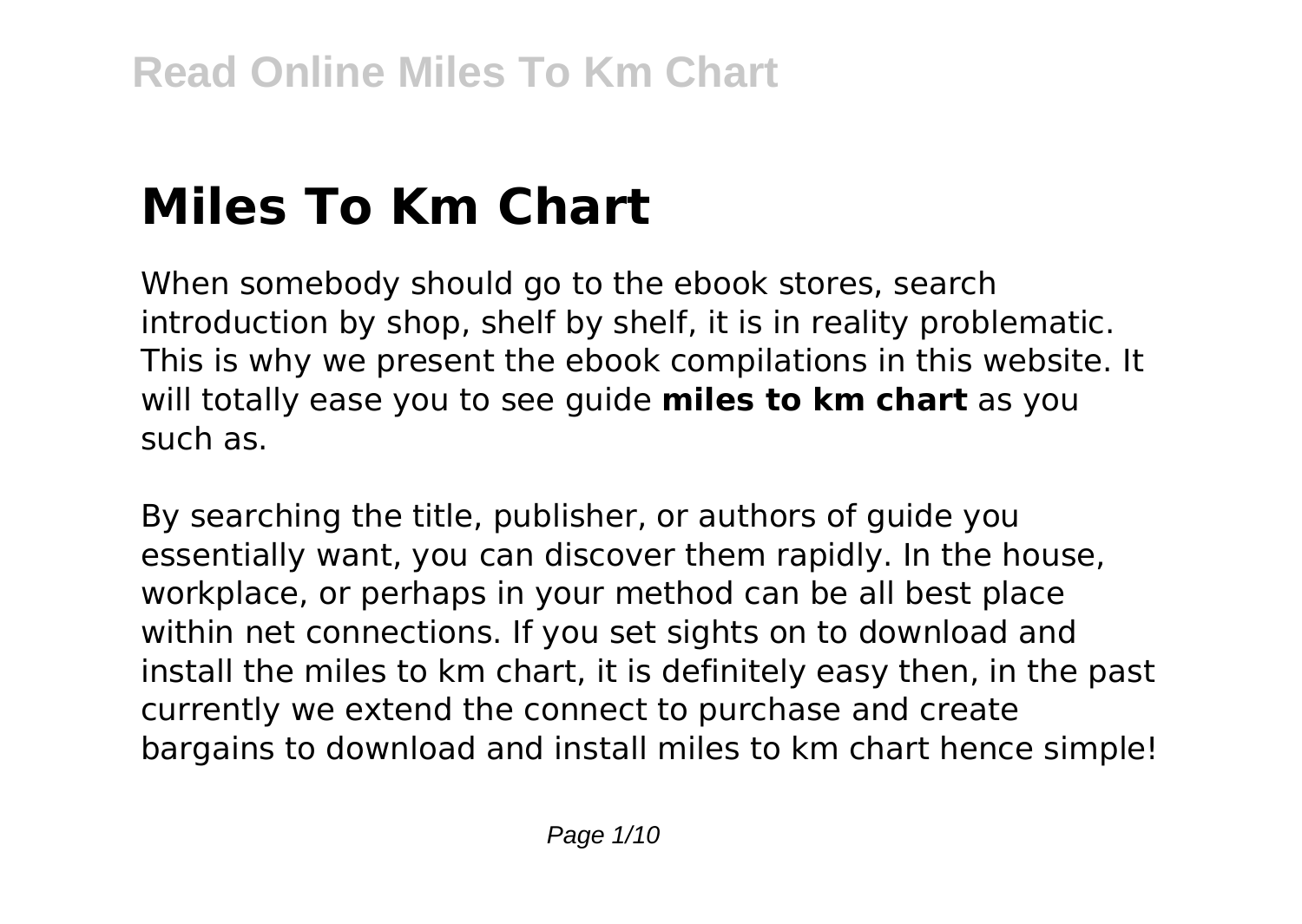# Miles To Km Chart

When somebody should go to the ebook stores, search introduction by shop, shelf by shelf, it is in reality problematic. This is why we present the ebook compilations in this website. It will totally ease you to see guide **miles to km chart** as you such as.

By searching the title, publisher, or authors of guide you essentially want, you can discover them rapidly. In the house, workplace, or perhaps in your method can be all best place within net connections. If you set sights on to download and install the miles to km chart, it is definitely easy then, in the past currently we extend the connect to purchase and create bargains to download and install miles to km chart hence simple!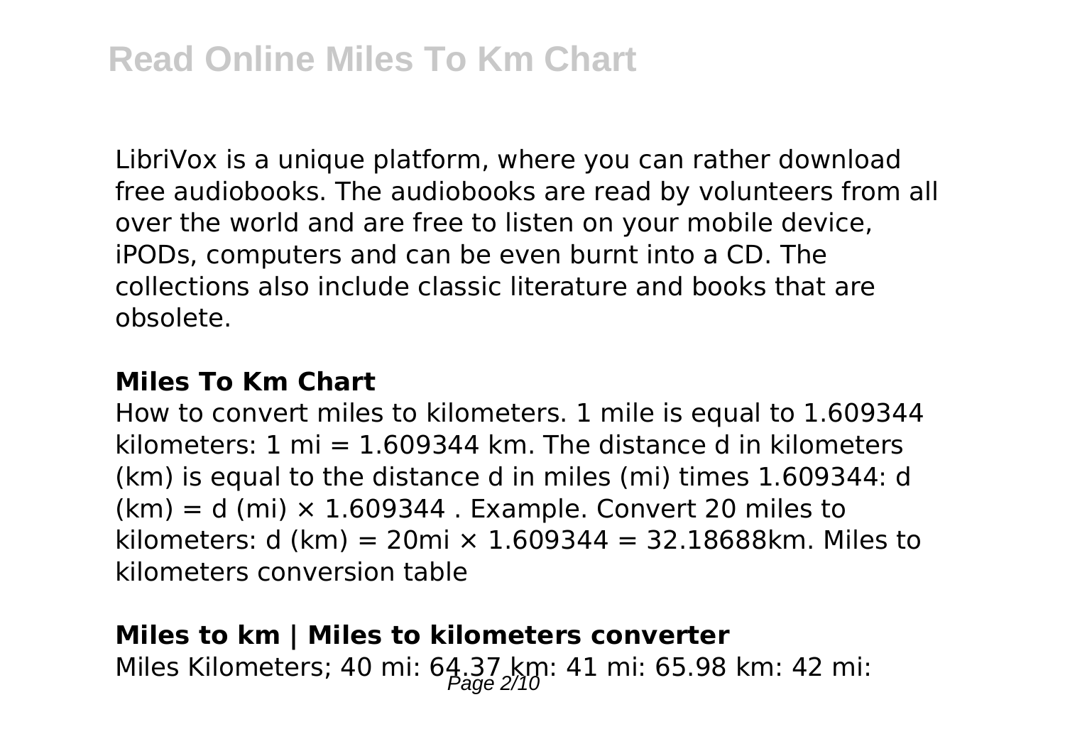LibriVox is a unique platform, where you can rather download free audiobooks. The audiobooks are read by volunteers from all over the world and are free to listen on your mobile device, iPODs, computers and can be even burnt into a CD. The collections also include classic literature and books that are obsolete.

### Miles To Km Chart

How to convert miles to kilometers. 1 mile is equal to 1.609344 kilometers: 1 mi = 1.609344 km. The distance d in kilometers (km) is equal to the distance d in miles (mi) times 1.609344: d (km) = d (mi) × 1.609344 . Example. Convert 20 miles to kilometers: d (km) = 20mi × 1.609344 = 32.18688km. Miles to kilometers conversion table

### Miles to km | Miles to kilometers converter

Miles Kilometers; 40 mi: 64.37 km: 41 mi: 65.98 km: 42 mi: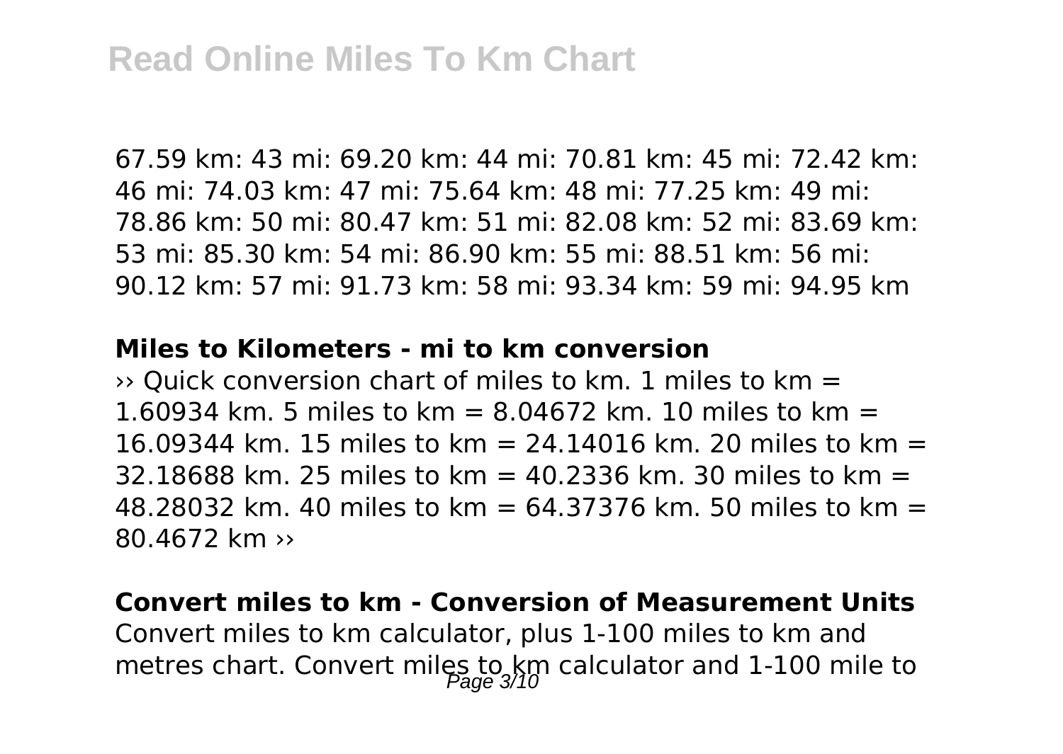67.59 km: 43 mi: 69.20 km: 44 mi: 70.81 km: 45 mi: 72.42 km: 46 mi: 74.03 km: 47 mi: 75.64 km: 48 mi: 77.25 km: 49 mi: 78.86 km: 50 mi: 80.47 km: 51 mi: 82.08 km: 52 mi: 83.69 km: 53 mi: 85.30 km: 54 mi: 86.90 km: 55 mi: 88.51 km: 56 mi: 90.12 km: 57 mi: 91.73 km: 58 mi: 93.34 km: 59 mi: 94.95 km

**Miles to Kilometers - mi to km conversion**

›› Quick conversion chart of miles to km. 1 miles to km = 1.60934 km. 5 miles to km = 8.04672 km. 10 miles to km = 16.09344 km. 15 miles to km = 24.14016 km. 20 miles to km = 32.18688 km. 25 miles to km = 40.2336 km. 30 miles to km = 48.28032 km. 40 miles to km = 64.37376 km. 50 miles to km = 80.4672 km ››

**Convert miles to km - Conversion of Measurement Units**

Convert miles to km calculator, plus 1-100 miles to km and metres chart. Convert miles to km calculator and 1-100 mile to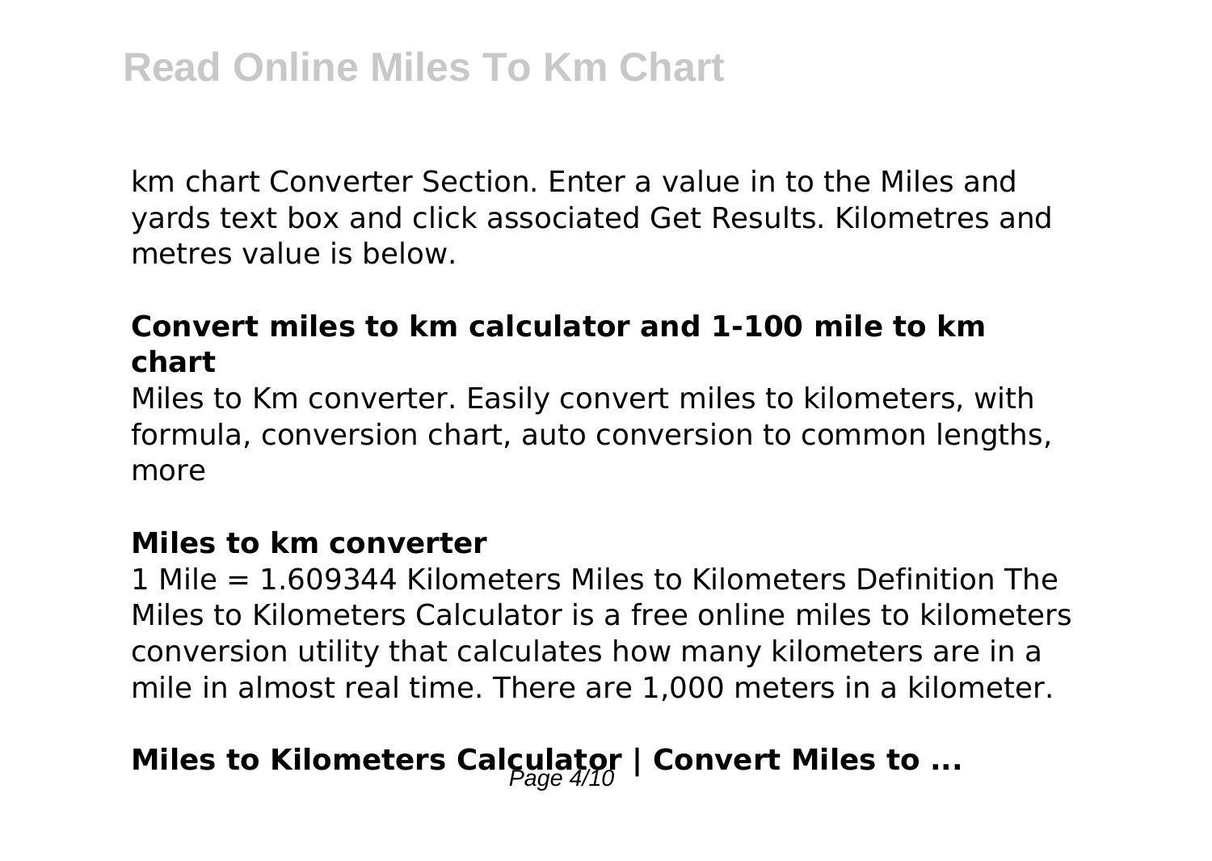km chart Converter Section. Enter a value in to the Miles and yards text box and click associated Get Results. Kilometres and metres value is below.

### **Convert miles to km calculator and 1-100 mile to km chart**

Miles to Km converter. Easily convert miles to kilometers, with formula, conversion chart, auto conversion to common lengths, more

#### **Miles to km converter**

1 Mile = 1.609344 Kilometers Miles to Kilometers Definition The Miles to Kilometers Calculator is a free online miles to kilometers conversion utility that calculates how many kilometers are in a mile in almost real time. There are 1,000 meters in a kilometer.

## **Miles to Kilometers Calculator | Convert Miles to ...**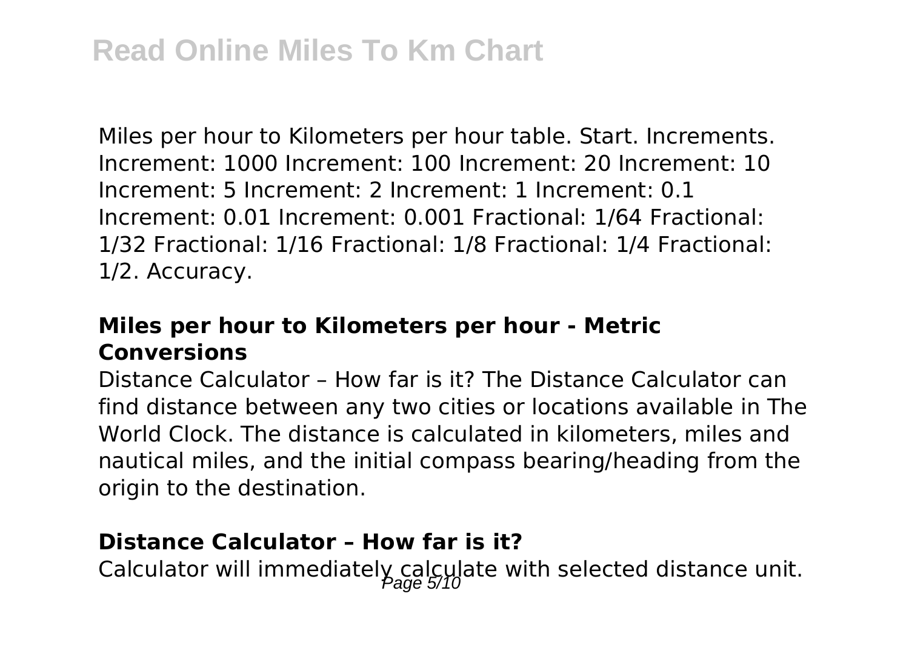Miles per hour to Kilometers per hour table. Start. Increments. Increment: 1000 Increment: 100 Increment: 20 Increment: 10 Increment: 5 Increment: 2 Increment: 1 Increment: 0.1 Increment: 0.01 Increment: 0.001 Fractional: 1/64 Fractional: 1/32 Fractional: 1/16 Fractional: 1/8 Fractional: 1/4 Fractional: 1/2. Accuracy.

### Miles per hour to Kilometers per hour - Metric Conversions

Distance Calculator – How far is it? The Distance Calculator can find distance between any two cities or locations available in The World Clock. The distance is calculated in kilometers, miles and nautical miles, and the initial compass bearing/heading from the origin to the destination.

### Distance Calculator – How far is it?

Calculator will immediately calculate with selected distance unit.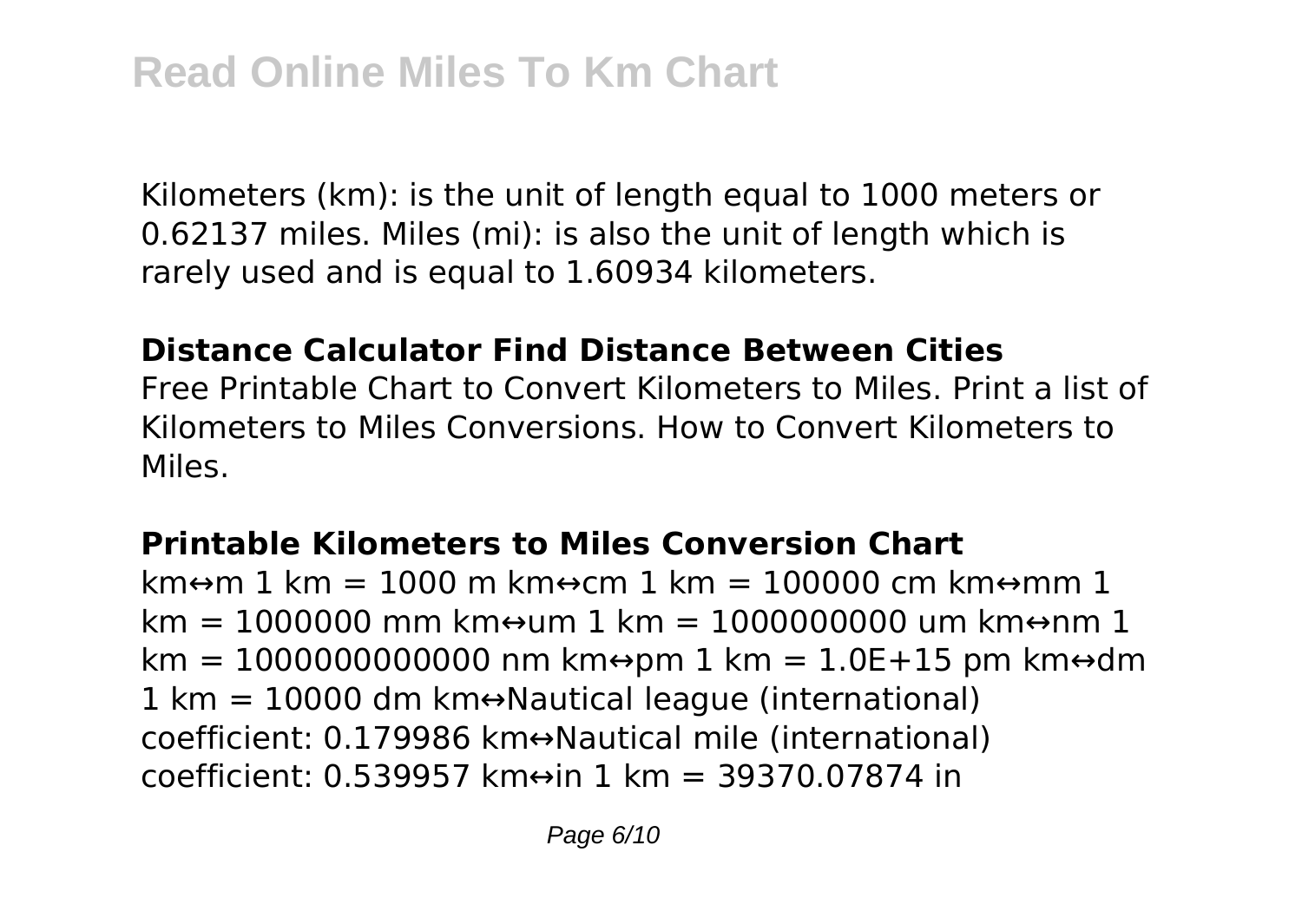Kilometers (km): is the unit of length equal to 1000 meters or 0.62137 miles. Miles (mi): is also the unit of length which is rarely used and is equal to 1.60934 kilometers.

**Distance Calculator Find Distance Between Cities**

Free Printable Chart to Convert Kilometers to Miles. Print a list of Kilometers to Miles Conversions. How to Convert Kilometers to Miles.

**Printable Kilometers to Miles Conversion Chart**

km↔m 1 km = 1000 m km↔cm 1 km = 100000 cm km↔mm 1 km = 1000000 mm km↔um 1 km = 1000000000 um km↔nm 1 km = 1000000000000 nm km↔pm 1 km = 1.0E+15 pm km↔dm 1 km = 10000 dm km↔Nautical league (international) coefficient: 0.179986 km↔Nautical mile (international) coefficient: 0.539957 km↔in 1 km = 39370.07874 in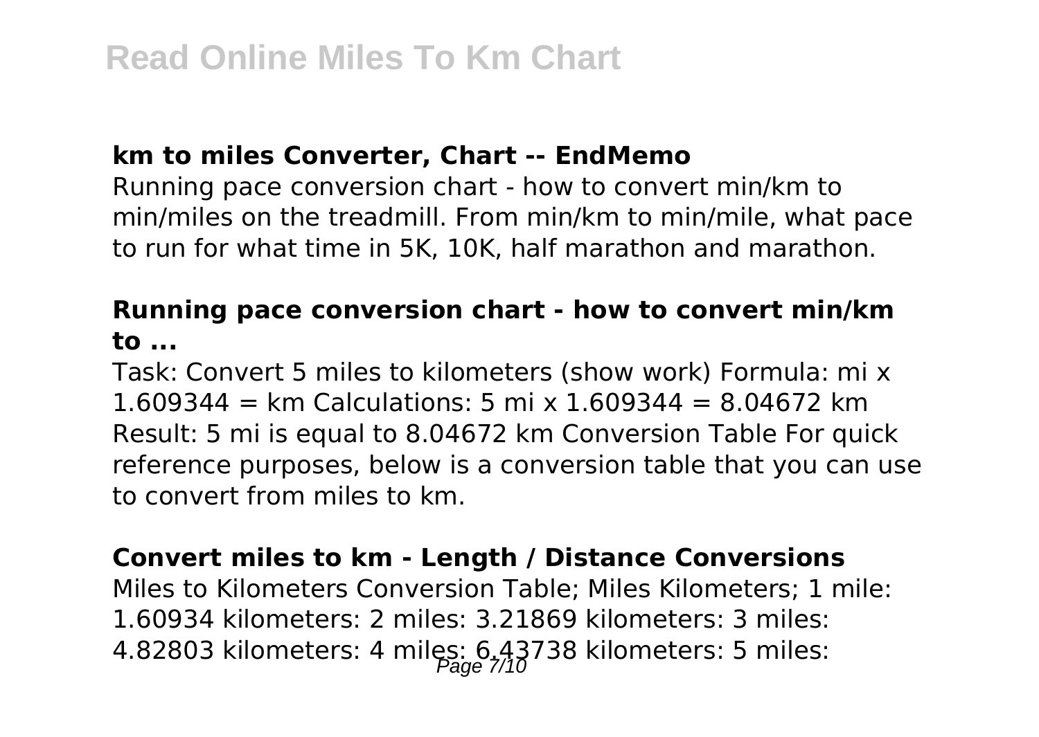### km to miles Converter, Chart -- EndMemo

Running pace conversion chart - how to convert min/km to min/miles on the treadmill. From min/km to min/mile, what pace to run for what time in 5K, 10K, half marathon and marathon.

### Running pace conversion chart - how to convert min/km to ...

Task: Convert 5 miles to kilometers (show work) Formula: mi x 1.609344 = km Calculations: 5 mi x 1.609344 = 8.04672 km Result: 5 mi is equal to 8.04672 km Conversion Table For quick reference purposes, below is a conversion table that you can use to convert from miles to km.

### Convert miles to km - Length / Distance Conversions

Miles to Kilometers Conversion Table; Miles Kilometers; 1 mile: 1.60934 kilometers: 2 miles: 3.21869 kilometers: 3 miles: 4.82803 kilometers: 4 miles: 6.43738 kilometers: 5 miles: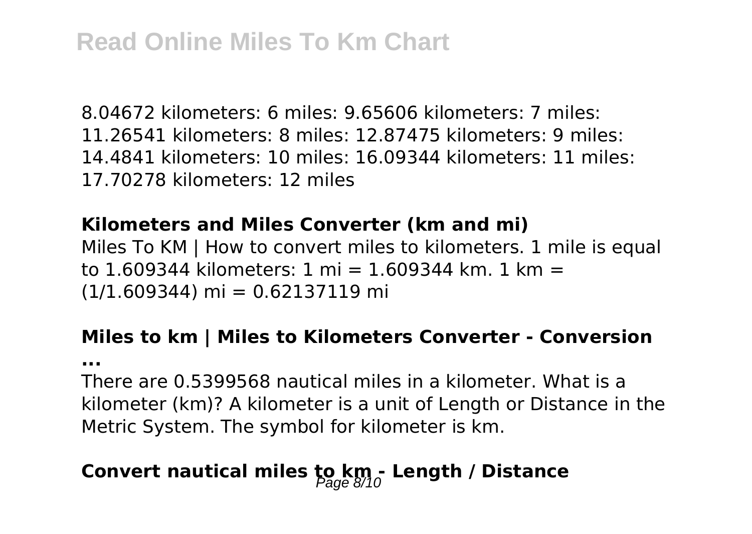8.04672 kilometers: 6 miles: 9.65606 kilometers: 7 miles: 11.26541 kilometers: 8 miles: 12.87475 kilometers: 9 miles: 14.4841 kilometers: 10 miles: 16.09344 kilometers: 11 miles: 17.70278 kilometers: 12 miles

### Kilometers and Miles Converter (km and mi)

Miles To KM | How to convert miles to kilometers. 1 mile is equal to 1.609344 kilometers: 1 mi = 1.609344 km. 1 km = (1/1.609344) mi = 0.62137119 mi

### Miles to km | Miles to Kilometers Converter - Conversion ...

There are 0.5399568 nautical miles in a kilometer. What is a kilometer (km)? A kilometer is a unit of Length or Distance in the Metric System. The symbol for kilometer is km.

## Convert nautical miles to km - Length / Distance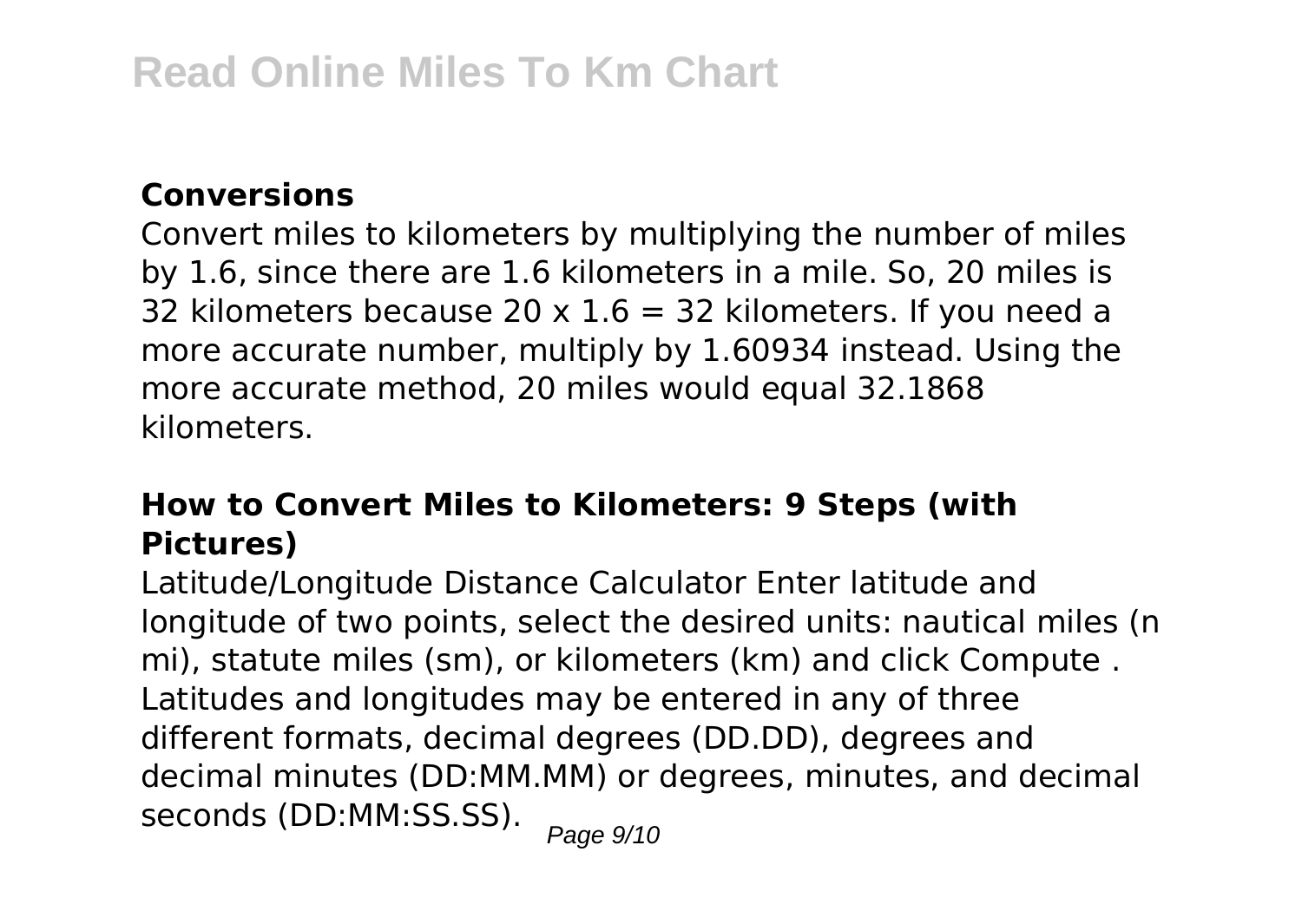### Conversions

Convert miles to kilometers by multiplying the number of miles by 1.6, since there are 1.6 kilometers in a mile. So, 20 miles is 32 kilometers because 20 x 1.6 = 32 kilometers. If you need a more accurate number, multiply by 1.60934 instead. Using the more accurate method, 20 miles would equal 32.1868 kilometers.

### How to Convert Miles to Kilometers: 9 Steps (with Pictures)

Latitude/Longitude Distance Calculator Enter latitude and longitude of two points, select the desired units: nautical miles (n mi), statute miles (sm), or kilometers (km) and click Compute . Latitudes and longitudes may be entered in any of three different formats, decimal degrees (DD.DD), degrees and decimal minutes (DD:MM.MM) or degrees, minutes, and decimal seconds (DD:MM:SS.SS).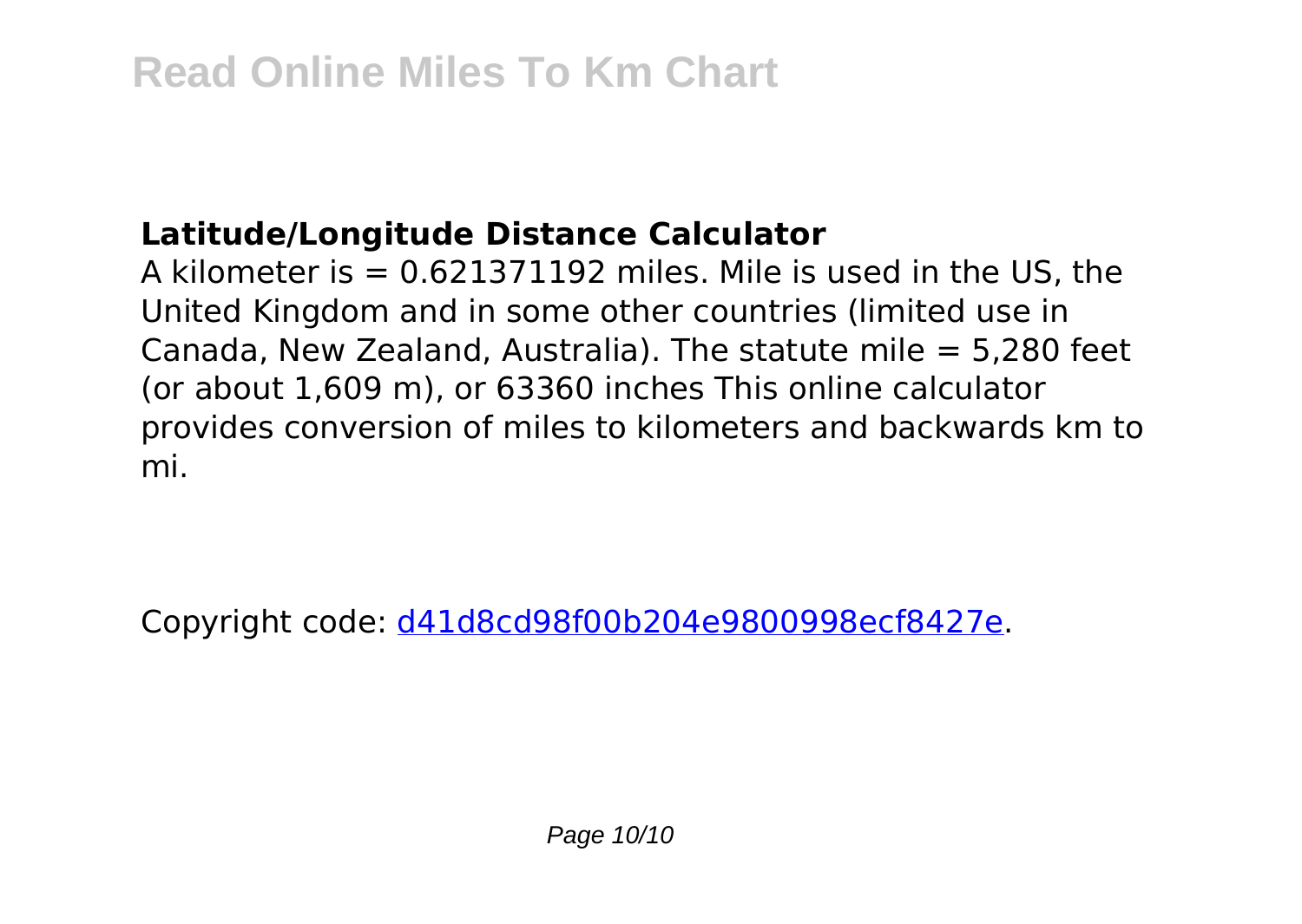## Latitude/Longitude Distance Calculator

A kilometer is = 0.621371192 miles. Mile is used in the US, the United Kingdom and in some other countries (limited use in Canada, New Zealand, Australia). The statute mile = 5,280 feet (or about 1,609 m), or 63360 inches This online calculator provides conversion of miles to kilometers and backwards km to mi.

Copyright code: d41d8cd98f00b204e9800998ecf8427e.